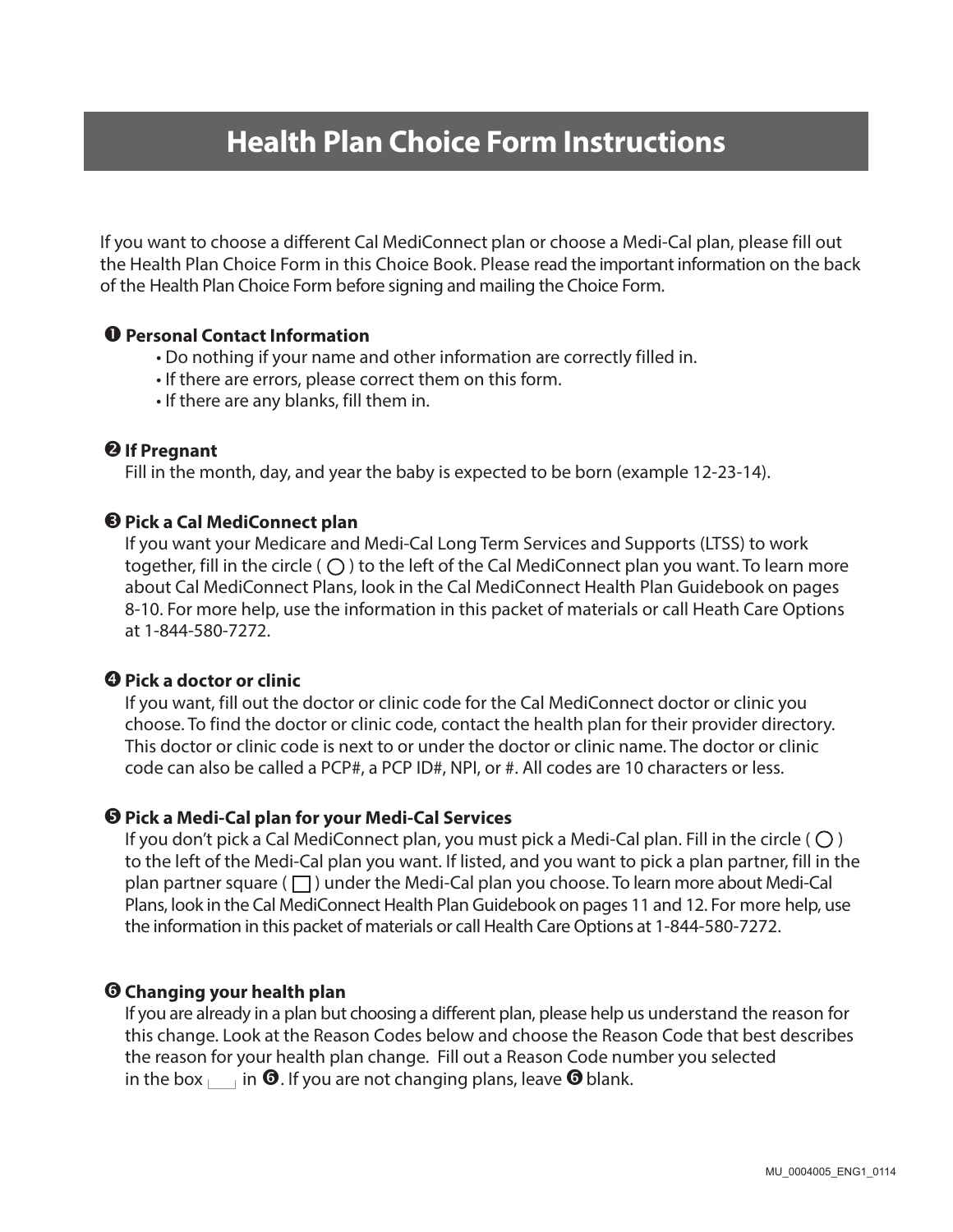# Health Plan Choice Form Instructions

If you want to choose a different Cal MediConnect plan or choose a Medi-Cal plan, please fill out the Health Plan Choice Form in this Choice Book. Please read the important information on the back of the Health Plan Choice Form before signing and mailing the Choice Form.

**❶ Personal Contact Information**

- Do nothing if your name and other information are correctly filled in.
- If there are errors, please correct them on this form.
- If there are any blanks, fill them in.

**❷ If Pregnant**

Fill in the month, day, and year the baby is expected to be born (example 12-23-14).

**❸ Pick a Cal MediConnect plan**

If you want your Medicare and Medi-Cal Long Term Services and Supports (LTSS) to work together, fill in the circle ( ◯ ) to the left of the Cal MediConnect plan you want. To learn more about Cal MediConnect Plans, look in the Cal MediConnect Health Plan Guidebook on pages 8-10. For more help, use the information in this packet of materials or call Heath Care Options at 1-844-580-7272.

**❹ Pick a doctor or clinic**

If you want, fill out the doctor or clinic code for the Cal MediConnect doctor or clinic you choose. To find the doctor or clinic code, contact the health plan for their provider directory. This doctor or clinic code is next to or under the doctor or clinic name. The doctor or clinic code can also be called a PCP#, a PCP ID#, NPI, or #. All codes are 10 characters or less.

**❺ Pick a Medi-Cal plan for your Medi-Cal Services**

If you don't pick a Cal MediConnect plan, you must pick a Medi-Cal plan. Fill in the circle ( ◯ ) to the left of the Medi-Cal plan you want. If listed, and you want to pick a plan partner, fill in the plan partner square ( ☐ ) under the Medi-Cal plan you choose. To learn more about Medi-Cal Plans, look in the Cal MediConnect Health Plan Guidebook on pages 11 and 12. For more help, use the information in this packet of materials or call Health Care Options at 1-844-580-7272.

**❻ Changing your health plan**

If you are already in a plan but choosing a different plan, please help us understand the reason for this change. Look at the Reason Codes below and choose the Reason Code that best describes the reason for your health plan change. Fill out a Reason Code number you selected in the box ___ in ❻. If you are not changing plans, leave ❻ blank.

MU_0004005_ENG1_0114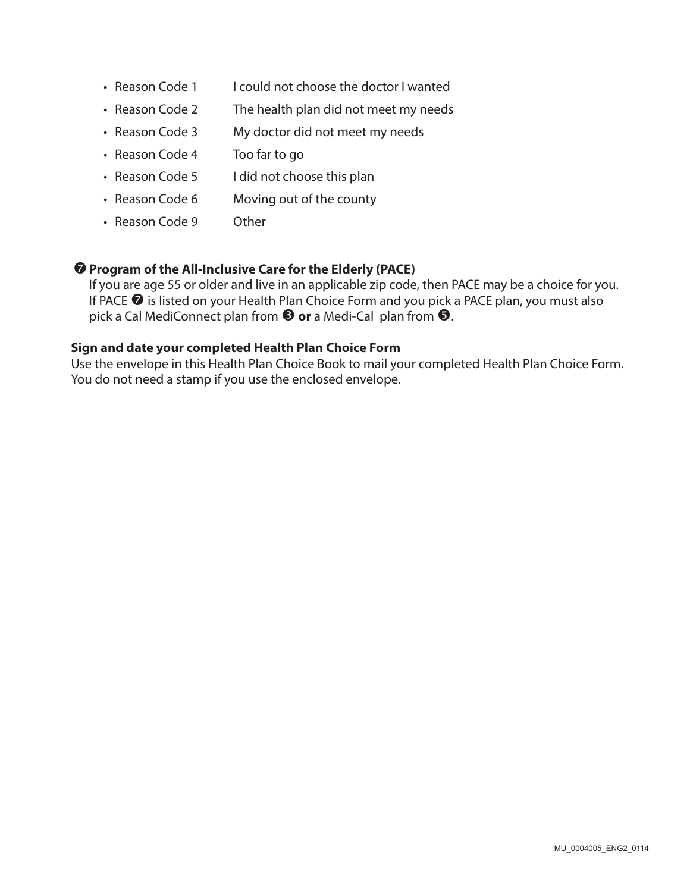- Reason Code 1 I could not choose the doctor I wanted
- Reason Code 2 The health plan did not meet my needs
- Reason Code 3 My doctor did not meet my needs
- Reason Code 4 Too far to go
- Reason Code 5 I did not choose this plan
- Reason Code 6 Moving out of the county
- Reason Code 9 Other

**❼ Program of the All-Inclusive Care for the Elderly (PACE)**

If you are age 55 or older and live in an applicable zip code, then PACE may be a choice for you. If PACE ❼ is listed on your Health Plan Choice Form and you pick a PACE plan, you must also pick a Cal MediConnect plan from ❸ **or** a Medi-Cal plan from ❺.

**Sign and date your completed Health Plan Choice Form**

Use the envelope in this Health Plan Choice Book to mail your completed Health Plan Choice Form. You do not need a stamp if you use the enclosed envelope.

MU_0004005_ENG2_0114